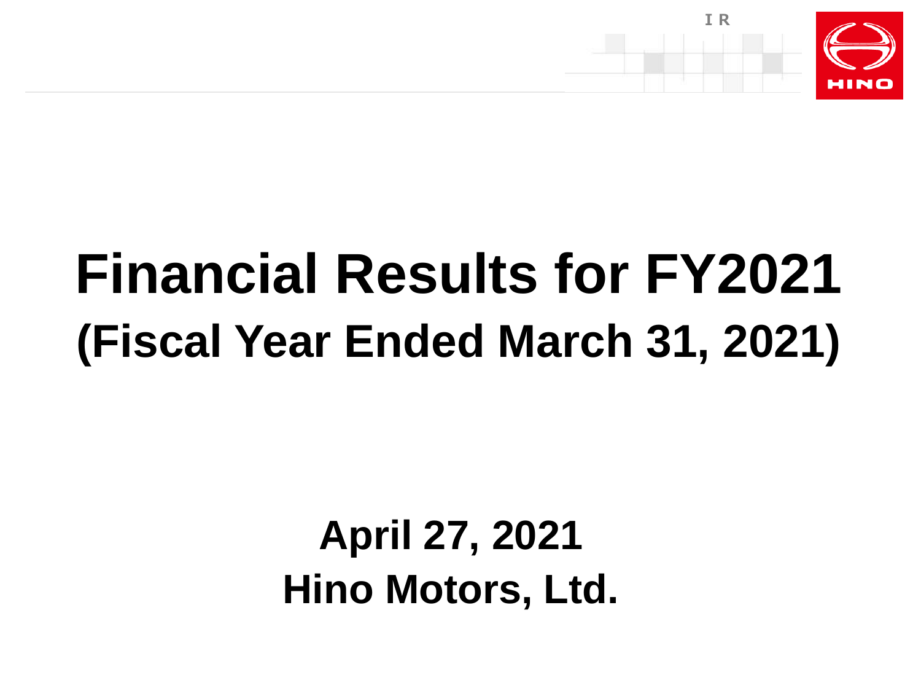# Financial Results for FY2021
## (Fiscal Year Ended March 31, 2021)

**April 27, 2021**
**Hino Motors, Ltd.**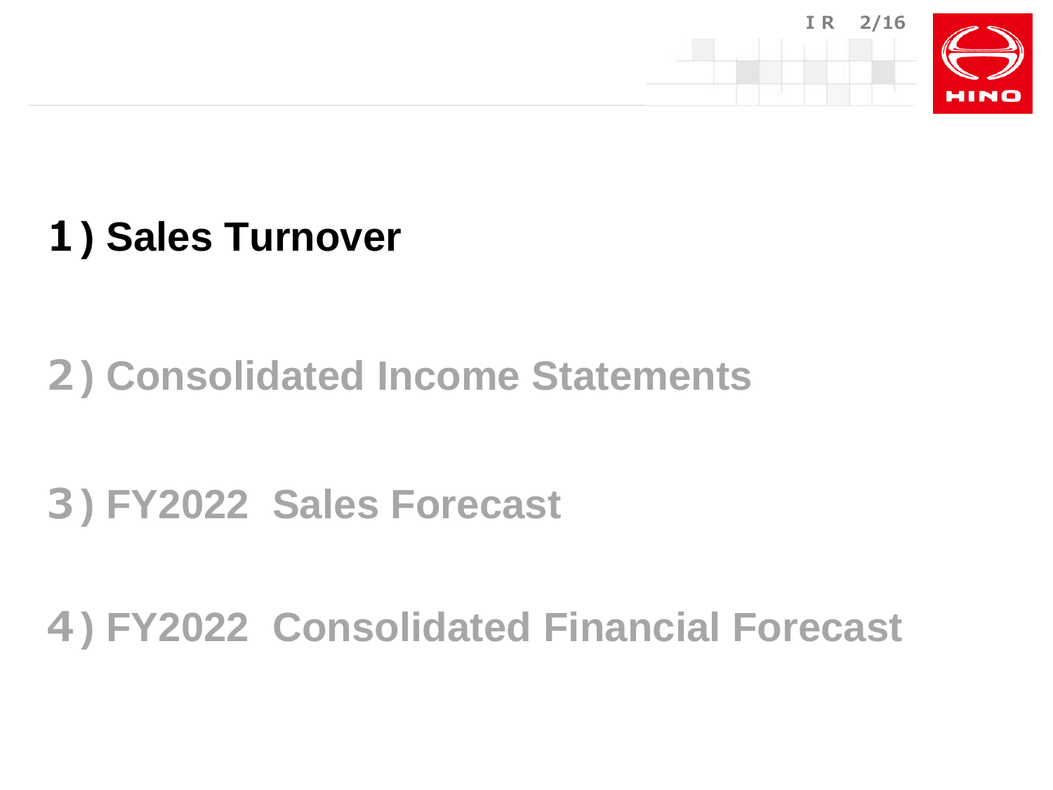## 1) Sales Turnover

## 2) Consolidated Income Statements

## 3) FY2022 Sales Forecast

## 4) FY2022 Consolidated Financial Forecast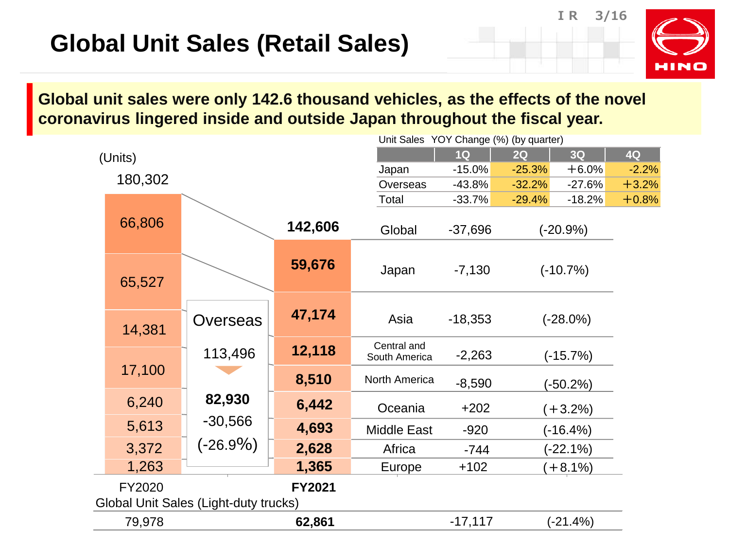# Global Unit Sales (Retail Sales)

**Global unit sales were only 142.6 thousand vehicles, as the effects of the novel coronavirus lingered inside and outside Japan throughout the fiscal year.**

Unit Sales YOY Change (%) (by quarter)

| | 1Q | 2Q | 3Q | 4Q |
|---|---|---|---|---|
| Japan | -15.0% | -25.3% | +6.0% | -2.2% |
| Overseas | -43.8% | -32.2% | -27.6% | +3.2% |
| Total | -33.7% | -29.4% | -18.2% | +0.8% |

(Units)

| | FY2020 | FY2021 | Change | (%) |
|---|---|---|---|---|
| Global | 180,302 | **142,606** | -37,696 | (-20.9%) |
| Japan | 66,806 | **59,676** | -7,130 | (-10.7%) |
| Asia | 65,527 | **47,174** | -18,353 | (-28.0%) |
| Central and South America | 14,381 | **12,118** | -2,263 | (-15.7%) |
| North America | 17,100 | **8,510** | -8,590 | (-50.2%) |
| Oceania | 6,240 | **6,442** | +202 | (+3.2%) |
| Middle East | 5,613 | **4,693** | -920 | (-16.4%) |
| Africa | 3,372 | **2,628** | -744 | (-22.1%) |
| Europe | 1,263 | **1,365** | +102 | (+8.1%) |

Overseas: 113,496 → **82,930** -30,566 (-26.9%)

Global Unit Sales (Light-duty trucks)

| FY2020 | FY2021 | Change | (%) |
|---|---|---|---|
| 79,978 | **62,861** | -17,117 | (-21.4%) |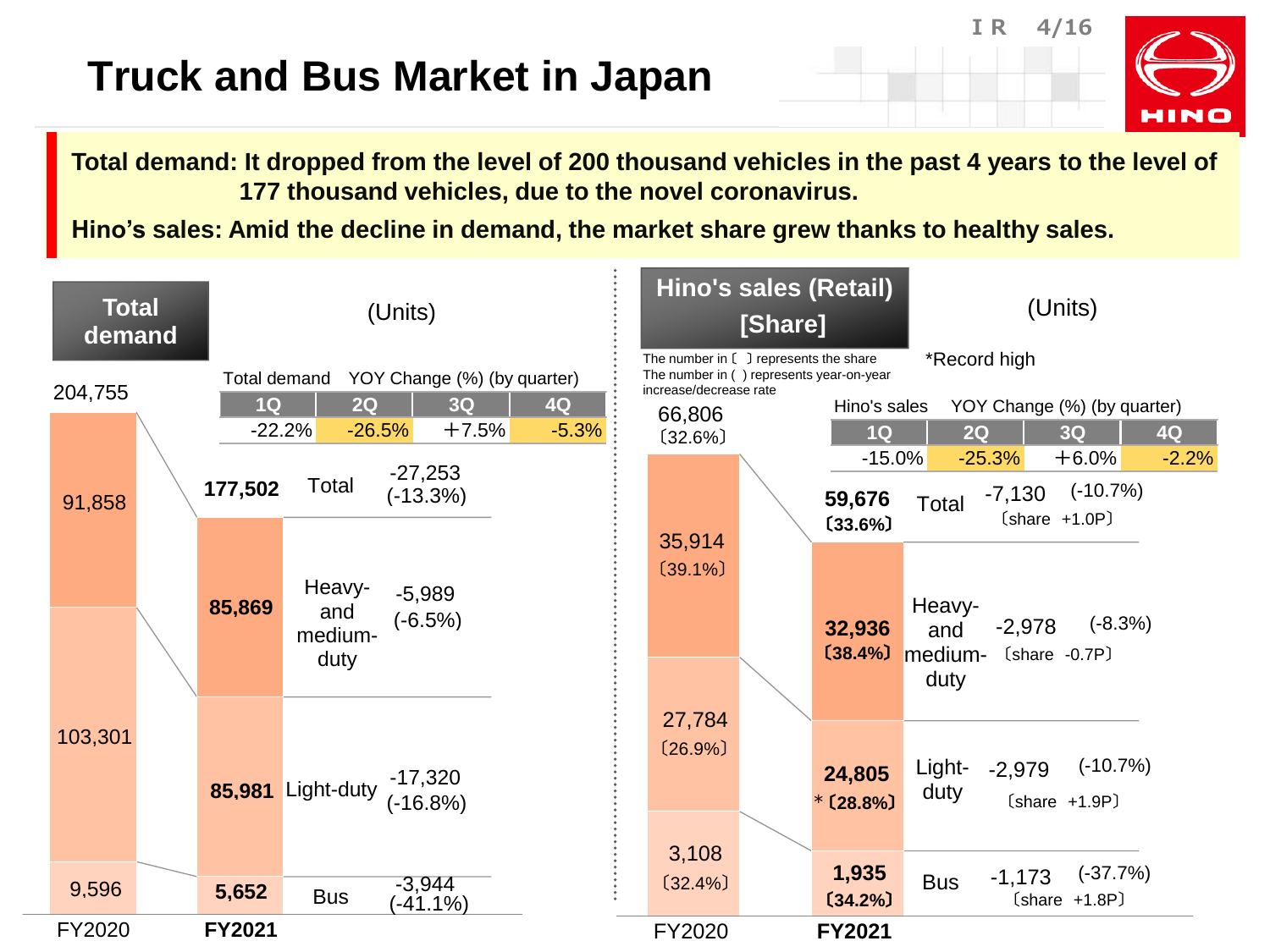# Truck and Bus Market in Japan

**Total demand: It dropped from the level of 200 thousand vehicles in the past 4 years to the level of 177 thousand vehicles, due to the novel coronavirus.**

**Hino's sales: Amid the decline in demand, the market share grew thanks to healthy sales.**

## Total demand

(Units)

Total demand YOY Change (%) (by quarter)

| 1Q | 2Q | 3Q | 4Q |
|---|---|---|---|
| -22.2% | -26.5% | +7.5% | -5.3% |

| | FY2020 | FY2021 | Change |
|---|---|---|---|
| Total | 204,755 | 177,502 | -27,253 (-13.3%) |
| Heavy- and medium-duty | 91,858 | 85,869 | -5,989 (-6.5%) |
| Light-duty | 103,301 | 85,981 | -17,320 (-16.8%) |
| Bus | 9,596 | 5,652 | -3,944 (-41.1%) |

## Hino's sales (Retail) [Share]

(Units)

The number in 〔 〕 represents the share
The number in ( ) represents year-on-year increase/decrease rate

*Record high

Hino's sales YOY Change (%) (by quarter)

| 1Q | 2Q | 3Q | 4Q |
|---|---|---|---|
| -15.0% | -25.3% | +6.0% | -2.2% |

| | FY2020 | FY2021 | Change |
|---|---|---|---|
| Total | 66,806 〔32.6%〕 | 59,676 〔33.6%〕 | -7,130 (-10.7%) 〔share +1.0P〕 |
| Heavy- and medium-duty | 35,914 〔39.1%〕 | 32,936 〔38.4%〕 | -2,978 (-8.3%) 〔share -0.7P〕 |
| Light-duty | 27,784 〔26.9%〕 | 24,805 *〔28.8%〕 | -2,979 (-10.7%) 〔share +1.9P〕 |
| Bus | 3,108 〔32.4%〕 | 1,935 〔34.2%〕 | -1,173 (-37.7%) 〔share +1.8P〕 |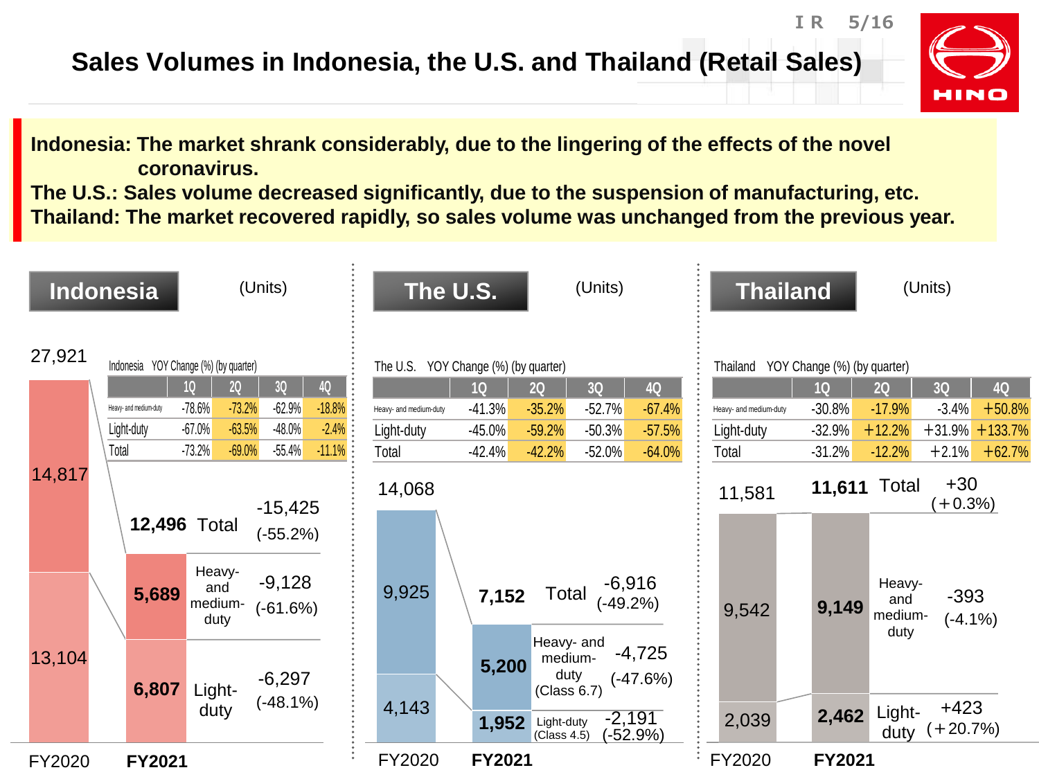# Sales Volumes in Indonesia, the U.S. and Thailand (Retail Sales)

**Indonesia: The market shrank considerably, due to the lingering of the effects of the novel coronavirus.**
**The U.S.: Sales volume decreased significantly, due to the suspension of manufacturing, etc.**
**Thailand: The market recovered rapidly, so sales volume was unchanged from the previous year.**

## Indonesia

(Units)

Indonesia YOY Change (%) (by quarter)

| | 1Q | 2Q | 3Q | 4Q |
|---|---|---|---|---|
| Heavy- and medium-duty | -78.6% | -73.2% | -62.9% | -18.8% |
| Light-duty | -67.0% | -63.5% | -48.0% | -2.4% |
| Total | -73.2% | -69.0% | -55.4% | -11.1% |

| | FY2020 | **FY2021** | Change |
|---|---|---|---|
| Total | 27,921 | **12,496** | -15,425 (-55.2%) |
| Heavy- and medium-duty | 14,817 | **5,689** | -9,128 (-61.6%) |
| Light-duty | 13,104 | **6,807** | -6,297 (-48.1%) |

## The U.S.

(Units)

The U.S. YOY Change (%) (by quarter)

| | 1Q | 2Q | 3Q | 4Q |
|---|---|---|---|---|
| Heavy- and medium-duty | -41.3% | -35.2% | -52.7% | -67.4% |
| Light-duty | -45.0% | -59.2% | -50.3% | -57.5% |
| Total | -42.4% | -42.2% | -52.0% | -64.0% |

| | FY2020 | **FY2021** | Change |
|---|---|---|---|
| Total | 14,068 | **7,152** | -6,916 (-49.2%) |
| Heavy- and medium-duty (Class 6.7) | 9,925 | **5,200** | -4,725 (-47.6%) |
| Light-duty (Class 4.5) | 4,143 | **1,952** | -2,191 (-52.9%) |

## Thailand

(Units)

Thailand YOY Change (%) (by quarter)

| | 1Q | 2Q | 3Q | 4Q |
|---|---|---|---|---|
| Heavy- and medium-duty | -30.8% | -17.9% | -3.4% | +50.8% |
| Light-duty | -32.9% | +12.2% | +31.9% | +133.7% |
| Total | -31.2% | -12.2% | +2.1% | +62.7% |

| | FY2020 | **FY2021** | Change |
|---|---|---|---|
| Total | 11,581 | **11,611** | +30 (+0.3%) |
| Heavy- and medium-duty | 9,542 | **9,149** | -393 (-4.1%) |
| Light-duty | 2,039 | **2,462** | +423 (+20.7%) |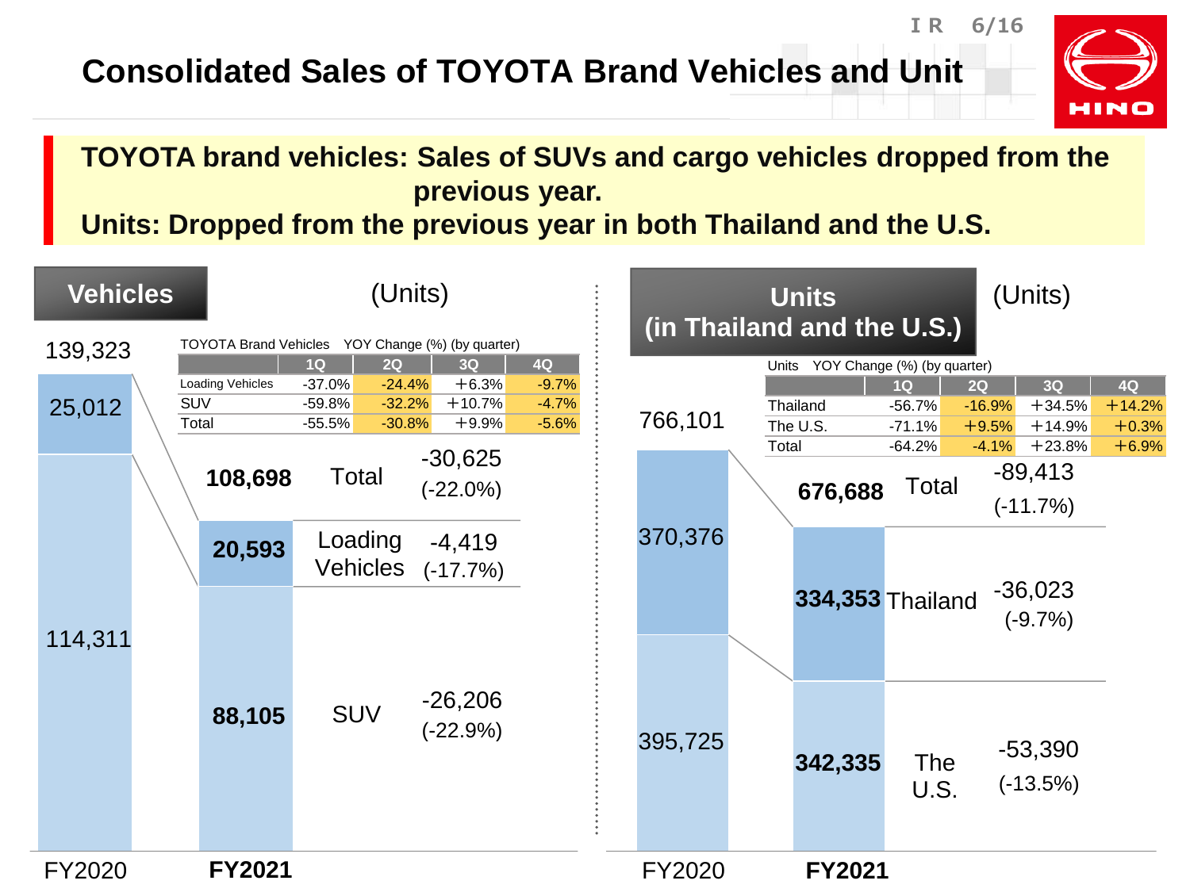# Consolidated Sales of TOYOTA Brand Vehicles and Unit

**TOYOTA brand vehicles: Sales of SUVs and cargo vehicles dropped from the previous year.**
**Units: Dropped from the previous year in both Thailand and the U.S.**

## Vehicles

(Units)

TOYOTA Brand Vehicles YOY Change (%) (by quarter)

| | 1Q | 2Q | 3Q | 4Q |
|---|---|---|---|---|
| Loading Vehicles | -37.0% | -24.4% | +6.3% | -9.7% |
| SUV | -59.8% | -32.2% | +10.7% | -4.7% |
| Total | -55.5% | -30.8% | +9.9% | -5.6% |

| | FY2020 | FY2021 | Change |
|---|---|---|---|
| Total | 139,323 | 108,698 | -30,625 (-22.0%) |
| Loading Vehicles | 25,012 | 20,593 | -4,419 (-17.7%) |
| SUV | 114,311 | 88,105 | -26,206 (-22.9%) |

## Units (in Thailand and the U.S.)

(Units)

Units YOY Change (%) (by quarter)

| | 1Q | 2Q | 3Q | 4Q |
|---|---|---|---|---|
| Thailand | -56.7% | -16.9% | +34.5% | +14.2% |
| The U.S. | -71.1% | +9.5% | +14.9% | +0.3% |
| Total | -64.2% | -4.1% | +23.8% | +6.9% |

| | FY2020 | FY2021 | Change |
|---|---|---|---|
| Total | 766,101 | 676,688 | -89,413 (-11.7%) |
| Thailand | 370,376 | 334,353 | -36,023 (-9.7%) |
| The U.S. | 395,725 | 342,335 | -53,390 (-13.5%) |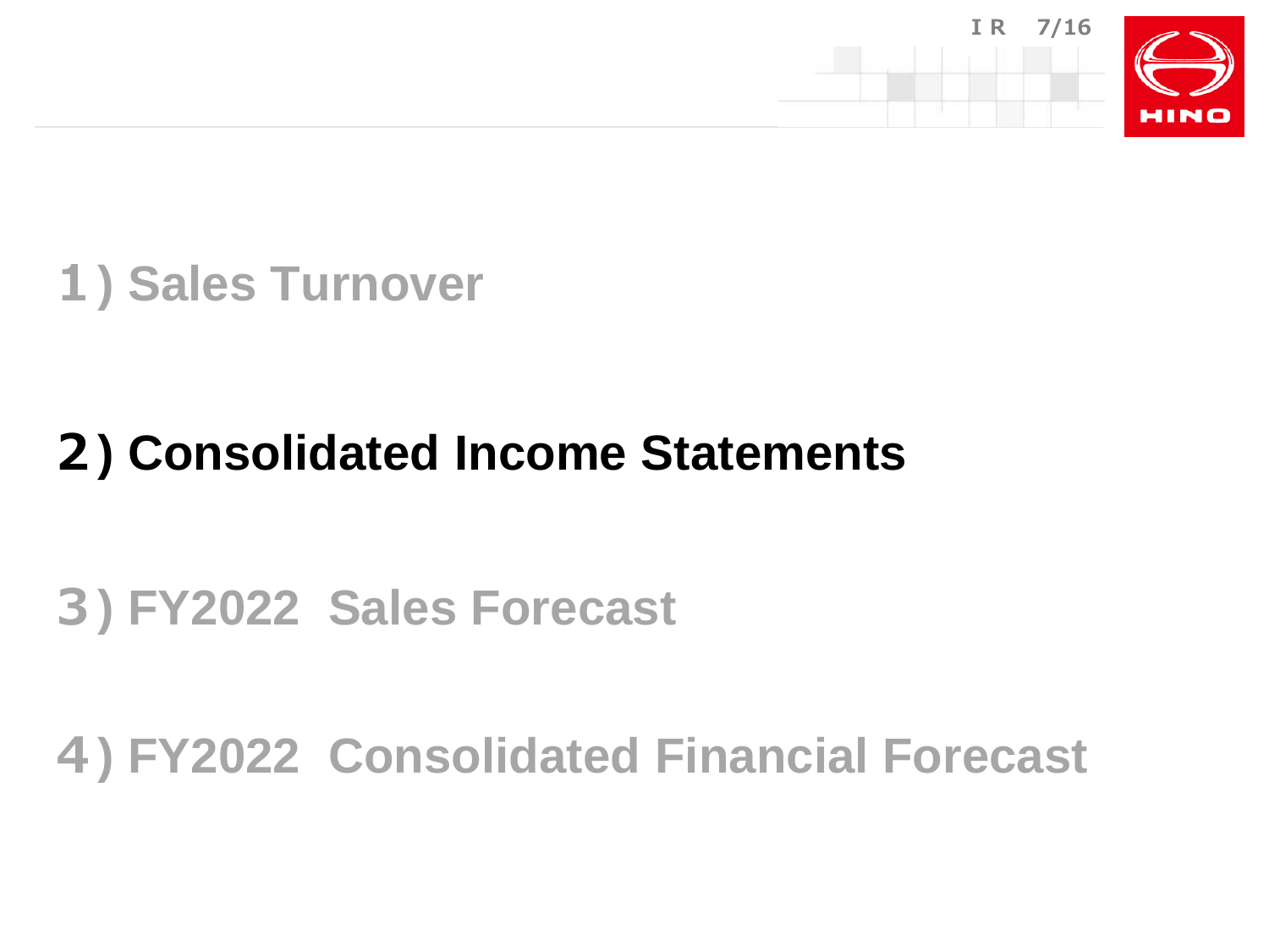1) Sales Turnover

**2) Consolidated Income Statements**

3) FY2022 Sales Forecast

4) FY2022 Consolidated Financial Forecast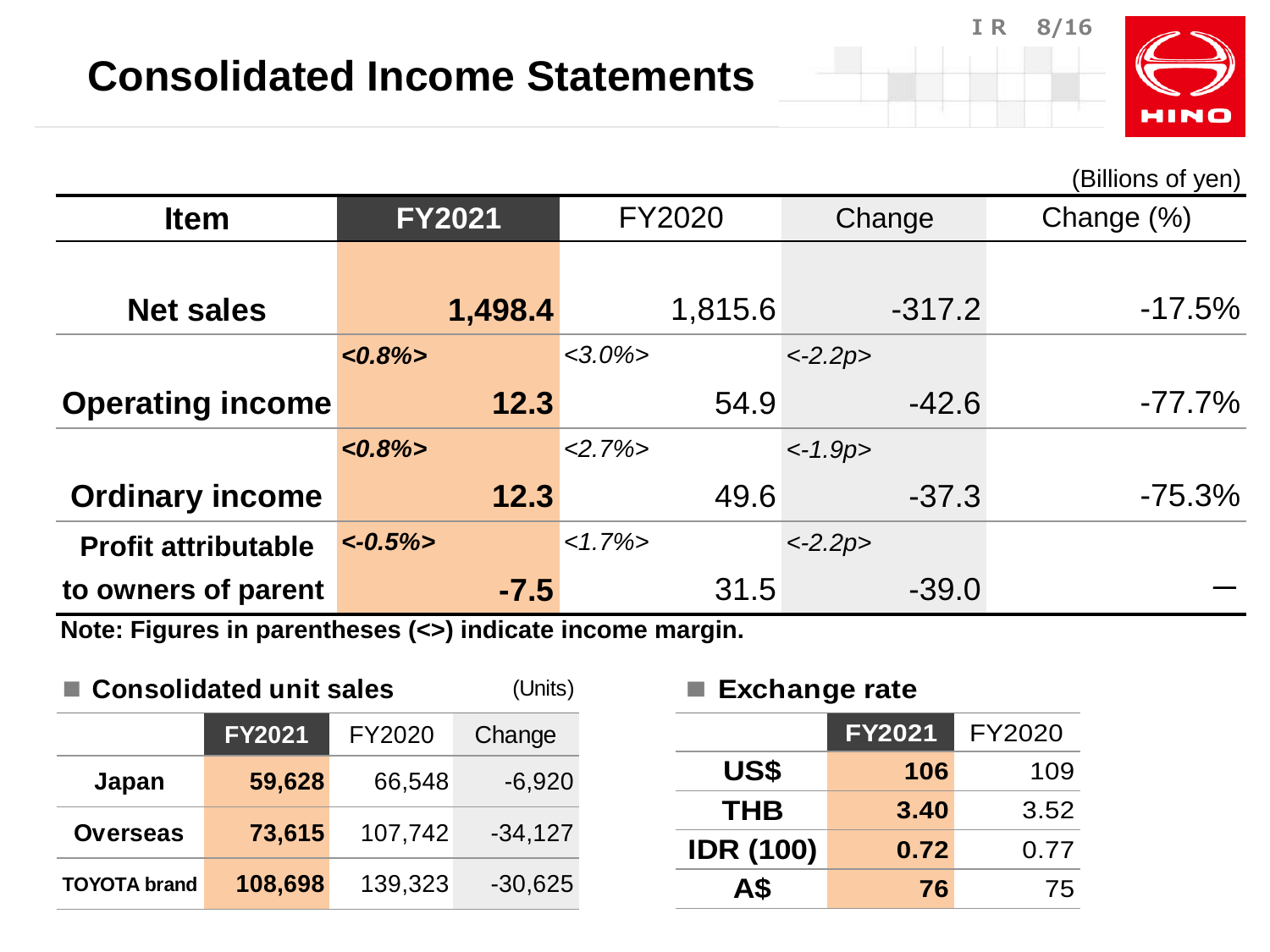# Consolidated Income Statements

(Billions of yen)

| Item | FY2021 | FY2020 | Change | Change (%) |
|---|---|---|---|---|
| Net sales | **1,498.4** | 1,815.6 | -317.2 | -17.5% |
| Operating income | *<0.8%>* **12.3** | *<3.0%>* 54.9 | *<-2.2p>* -42.6 | -77.7% |
| Ordinary income | *<0.8%>* **12.3** | *<2.7%>* 49.6 | *<-1.9p>* -37.3 | -75.3% |
| Profit attributable to owners of parent | *<-0.5%>* **-7.5** | *<1.7%>* 31.5 | *<-2.2p>* -39.0 | — |

**Note: Figures in parentheses (<>) indicate income margin.**

## Consolidated unit sales

(Units)

| | FY2021 | FY2020 | Change |
|---|---|---|---|
| Japan | **59,628** | 66,548 | -6,920 |
| Overseas | **73,615** | 107,742 | -34,127 |
| TOYOTA brand | **108,698** | 139,323 | -30,625 |

## Exchange rate

| | FY2021 | FY2020 |
|---|---|---|
| US$ | **106** | 109 |
| THB | **3.40** | 3.52 |
| IDR (100) | **0.72** | 0.77 |
| A$ | **76** | 75 |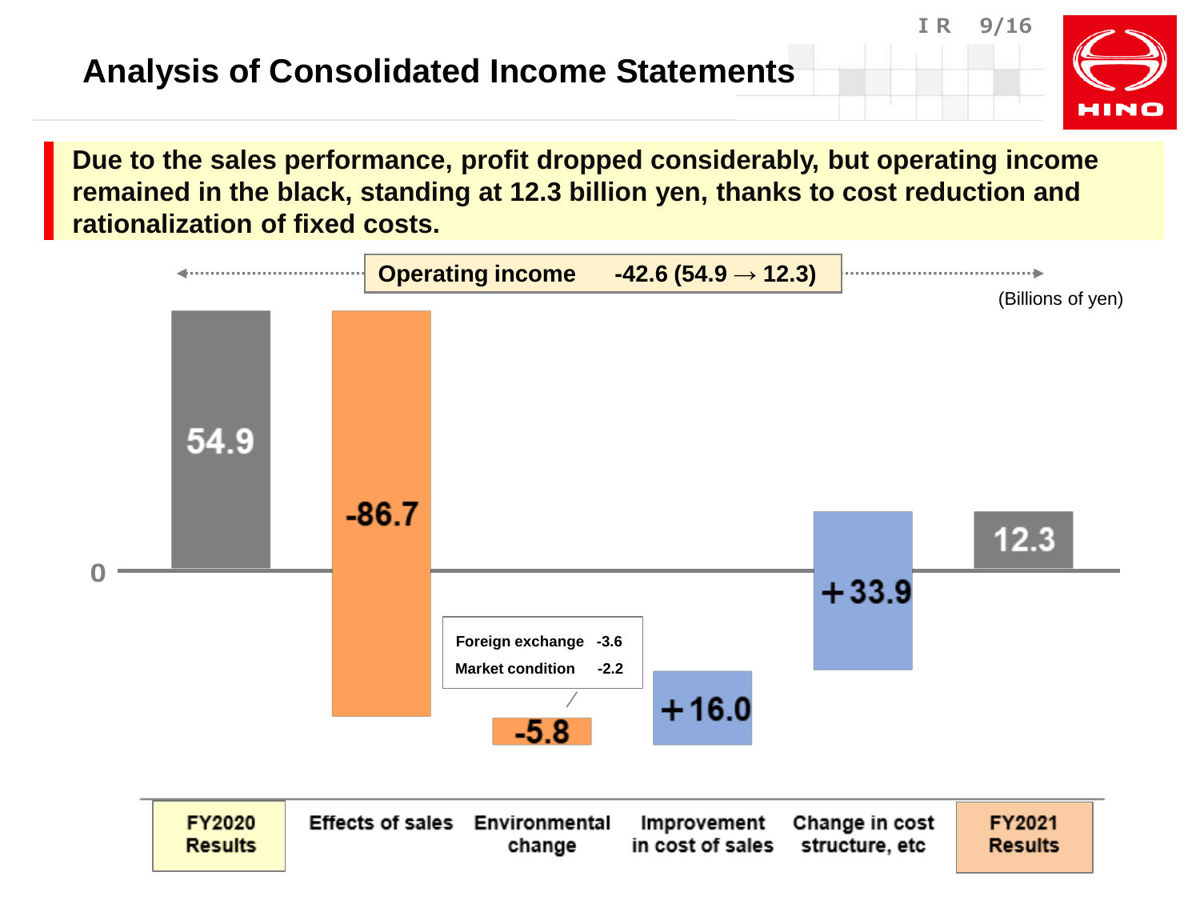# Analysis of Consolidated Income Statements

**Due to the sales performance, profit dropped considerably, but operating income remained in the black, standing at 12.3 billion yen, thanks to cost reduction and rationalization of fixed costs.**

**Operating income -42.6 (54.9 → 12.3)**

(Billions of yen)

| FY2020 Results | Effects of sales | Environmental change | Improvement in cost of sales | Change in cost structure, etc | FY2021 Results |
|---|---|---|---|---|---|
| 54.9 | -86.7 | -5.8 | +16.0 | +33.9 | 12.3 |

Environmental change breakdown:

| Item | Amount |
|---|---|
| Foreign exchange | -3.6 |
| Market condition | -2.2 |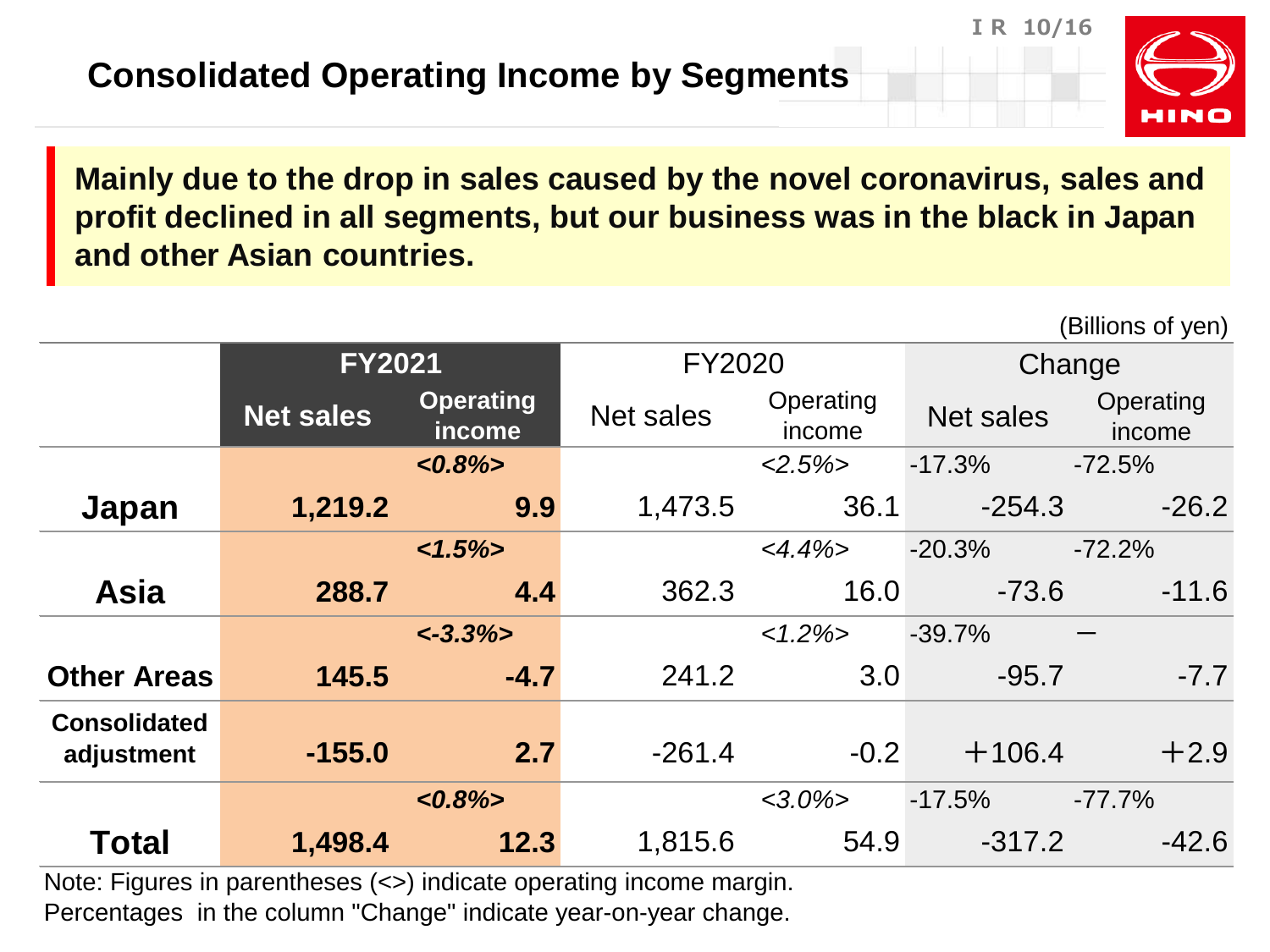# Consolidated Operating Income by Segments

**Mainly due to the drop in sales caused by the novel coronavirus, sales and profit declined in all segments, but our business was in the black in Japan and other Asian countries.**

(Billions of yen)

| | FY2021 | | FY2020 | | Change | |
|---|---|---|---|---|---|---|
| | Net sales | Operating income | Net sales | Operating income | Net sales | Operating income |
| **Japan** | **1,219.2** | *<0.8%>* **9.9** | 1,473.5 | *<2.5%>* 36.1 | -17.3% -254.3 | -72.5% -26.2 |
| **Asia** | **288.7** | *<1.5%>* **4.4** | 362.3 | *<4.4%>* 16.0 | -20.3% -73.6 | -72.2% -11.6 |
| **Other Areas** | **145.5** | *<-3.3%>* **-4.7** | 241.2 | *<1.2%>* 3.0 | -39.7% -95.7 | ― -7.7 |
| **Consolidated adjustment** | **-155.0** | **2.7** | -261.4 | -0.2 | +106.4 | +2.9 |
| **Total** | **1,498.4** | *<0.8%>* **12.3** | 1,815.6 | *<3.0%>* 54.9 | -17.5% -317.2 | -77.7% -42.6 |

Note: Figures in parentheses (<>) indicate operating income margin.
Percentages in the column "Change" indicate year-on-year change.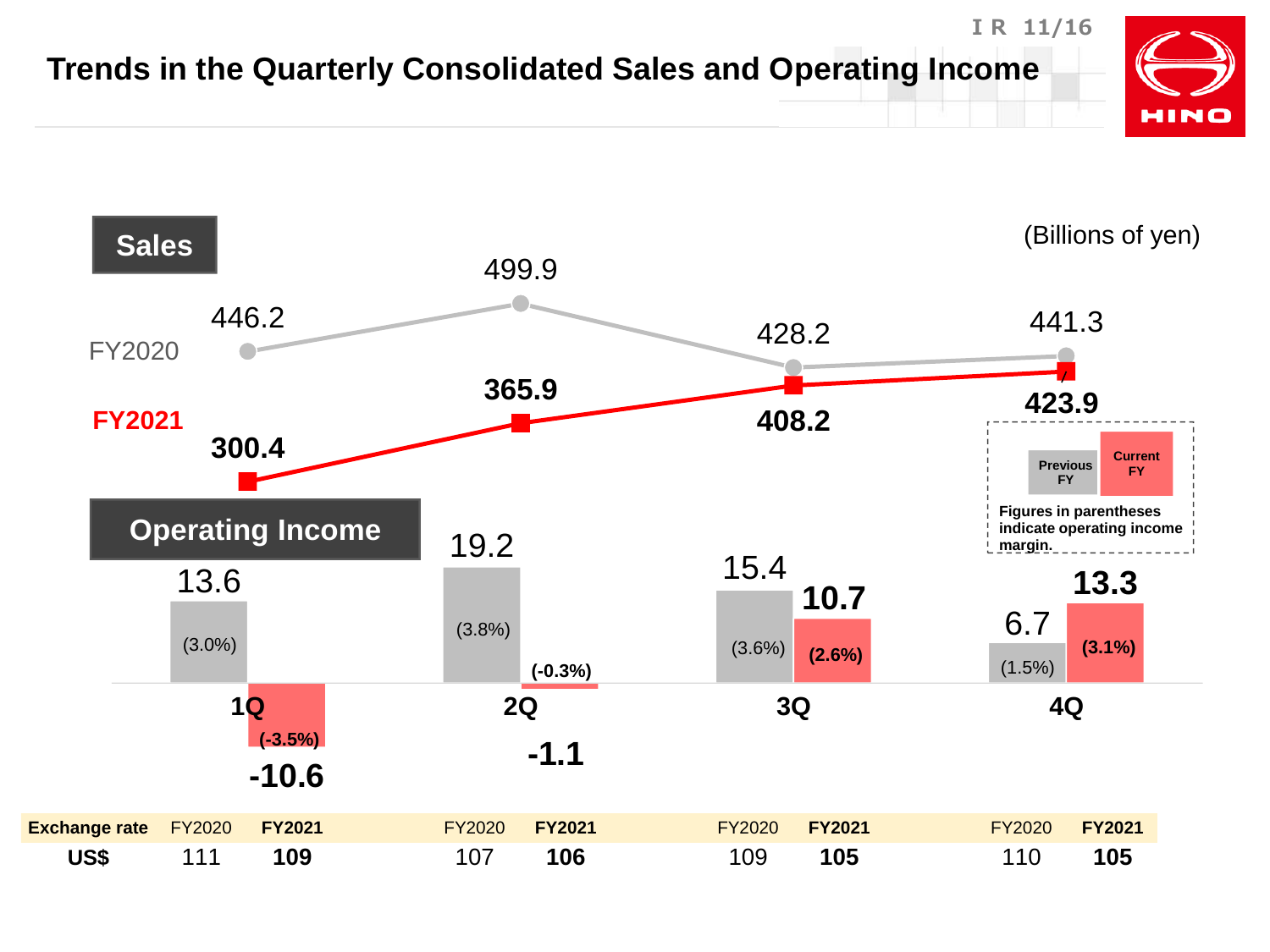# Trends in the Quarterly Consolidated Sales and Operating Income

(Billions of yen)

## Sales

| | 1Q | 2Q | 3Q | 4Q |
|---|---|---|---|---|
| FY2020 | 446.2 | 499.9 | 428.2 | 441.3 |
| **FY2021** | **300.4** | **365.9** | **408.2** | **423.9** |

## Operating Income

| | 1Q | 2Q | 3Q | 4Q |
|---|---|---|---|---|
| Previous FY (FY2020) | 13.6 (3.0%) | 19.2 (3.8%) | 15.4 (3.6%) | 6.7 (1.5%) |
| **Current FY (FY2021)** | **-10.6 (-3.5%)** | **-1.1 (-0.3%)** | **10.7 (2.6%)** | **13.3 (3.1%)** |

Figures in parentheses indicate operating income margin.

| Exchange rate | FY2020 | FY2021 | FY2020 | FY2021 | FY2020 | FY2021 | FY2020 | FY2021 |
|---|---|---|---|---|---|---|---|---|
| US$ | 111 | **109** | 107 | **106** | 109 | **105** | 110 | **105** |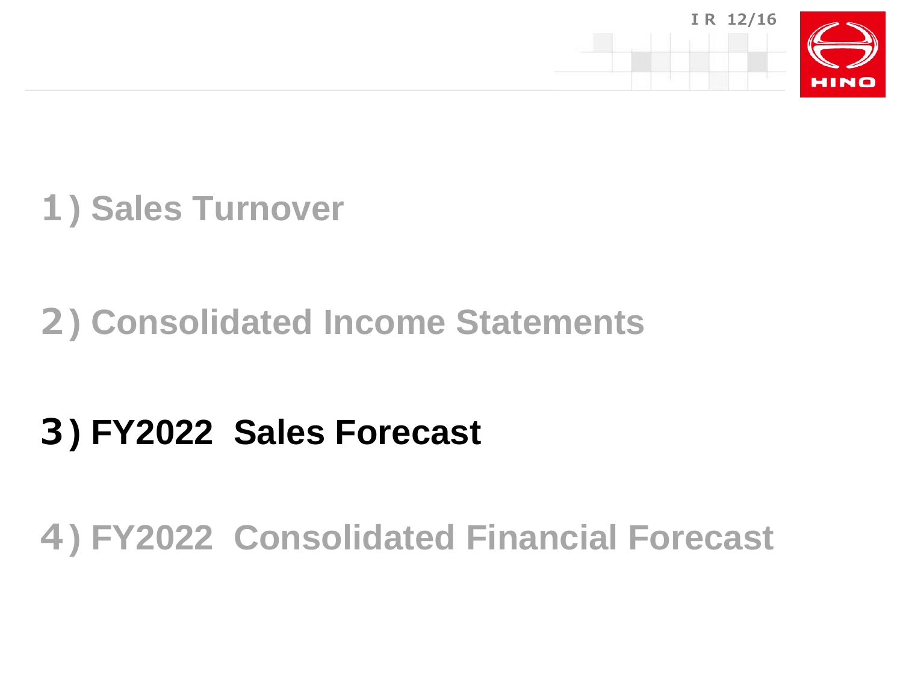1) Sales Turnover

2) Consolidated Income Statements

**3) FY2022 Sales Forecast**

4) FY2022 Consolidated Financial Forecast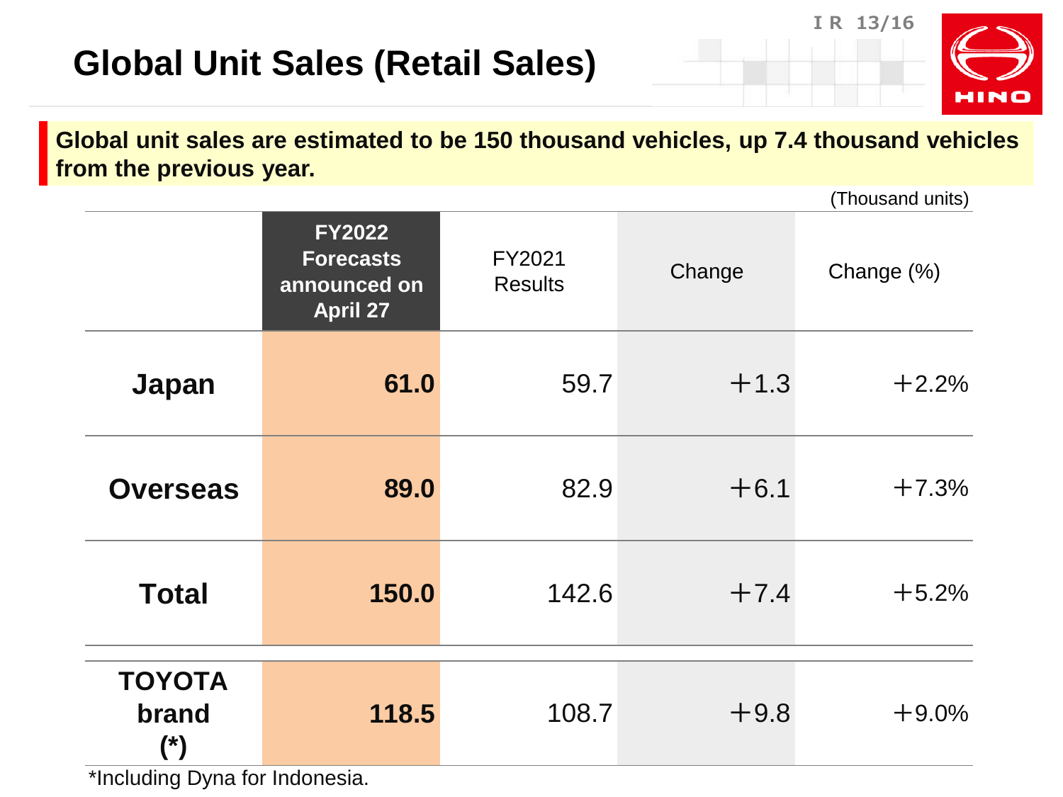# Global Unit Sales (Retail Sales)

**Global unit sales are estimated to be 150 thousand vehicles, up 7.4 thousand vehicles from the previous year.**

(Thousand units)

| | FY2022 Forecasts announced on April 27 | FY2021 Results | Change | Change (%) |
|---|---|---|---|---|
| **Japan** | **61.0** | 59.7 | +1.3 | +2.2% |
| **Overseas** | **89.0** | 82.9 | +6.1 | +7.3% |
| **Total** | **150.0** | 142.6 | +7.4 | +5.2% |
| **TOYOTA brand (*)** | **118.5** | 108.7 | +9.8 | +9.0% |

*Including Dyna for Indonesia.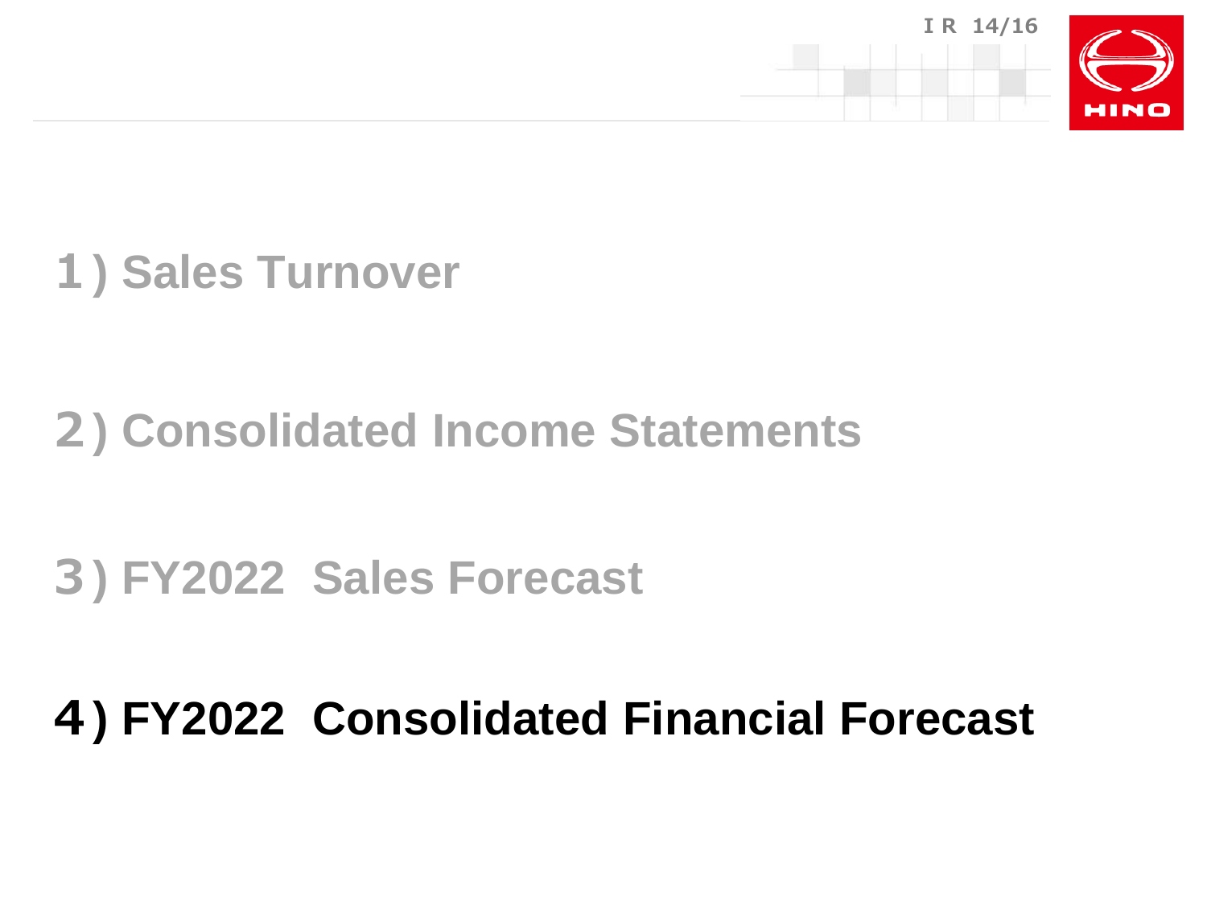1) Sales Turnover

2) Consolidated Income Statements

3) FY2022 Sales Forecast

**4) FY2022 Consolidated Financial Forecast**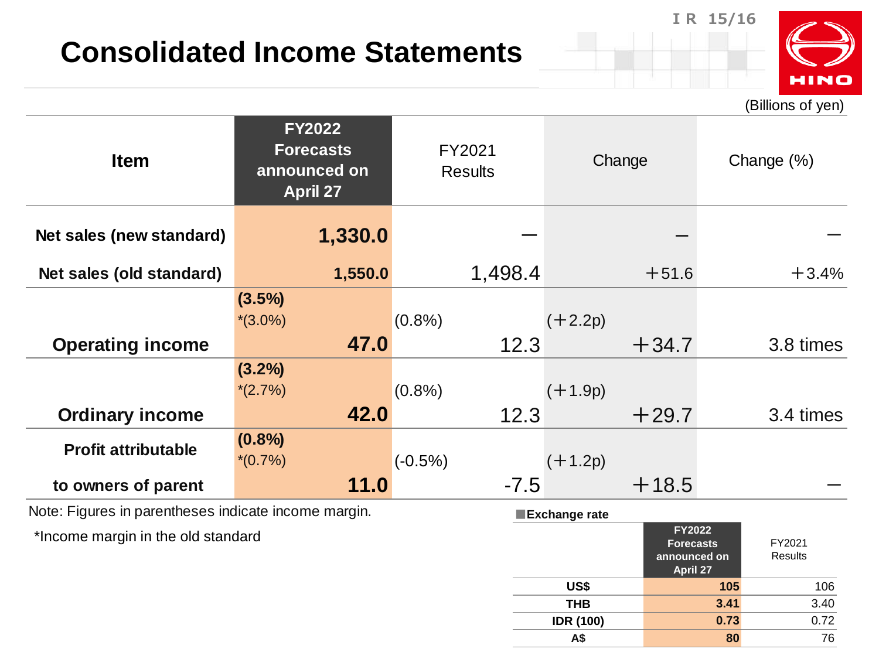# Consolidated Income Statements

(Billions of yen)

| Item | FY2022 Forecasts announced on April 27 | FY2021 Results | Change | Change (%) |
|---|---|---|---|---|
| Net sales (new standard) | **1,330.0** | ― | ― | ― |
| Net sales (old standard) | **1,550.0** | 1,498.4 | ＋51.6 | ＋3.4% |
| Operating income | **(3.5%)** *(3.0%) **47.0** | (0.8%) 12.3 | (＋2.2p) ＋34.7 | 3.8 times |
| Ordinary income | **(3.2%)** *(2.7%) **42.0** | (0.8%) 12.3 | (＋1.9p) ＋29.7 | 3.4 times |
| Profit attributable to owners of parent | **(0.8%)** *(0.7%) **11.0** | (-0.5%) -7.5 | (＋1.2p) ＋18.5 | ― |

Note: Figures in parentheses indicate income margin.

*Income margin in the old standard

**Exchange rate**

| | FY2022 Forecasts announced on April 27 | FY2021 Results |
|---|---|---|
| US$ | **105** | 106 |
| THB | **3.41** | 3.40 |
| IDR (100) | **0.73** | 0.72 |
| A$ | **80** | 76 |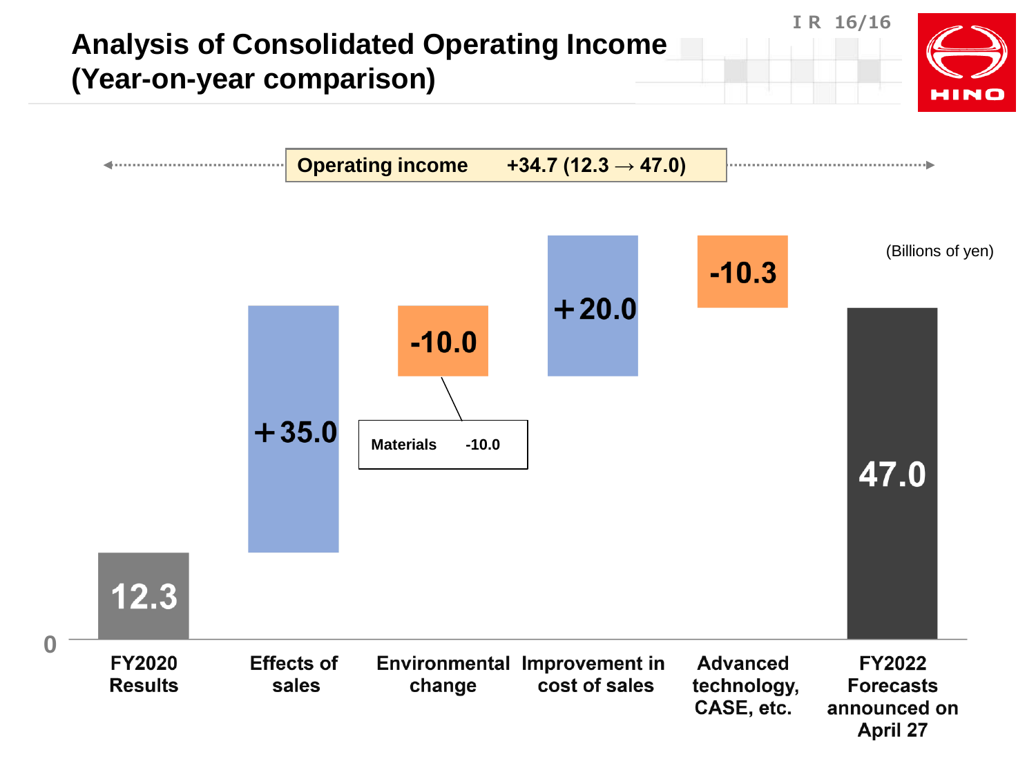# Analysis of Consolidated Operating Income (Year-on-year comparison)

**Operating income +34.7 (12.3 → 47.0)**

(Billions of yen)

| Item | Amount |
|---|---|
| FY2020 Results | 12.3 |
| Effects of sales | +35.0 |
| Environmental change | -10.0 |
| Improvement in cost of sales | +20.0 |
| Advanced technology, CASE, etc. | -10.3 |
| FY2022 Forecasts announced on April 27 | 47.0 |

Materials -10.0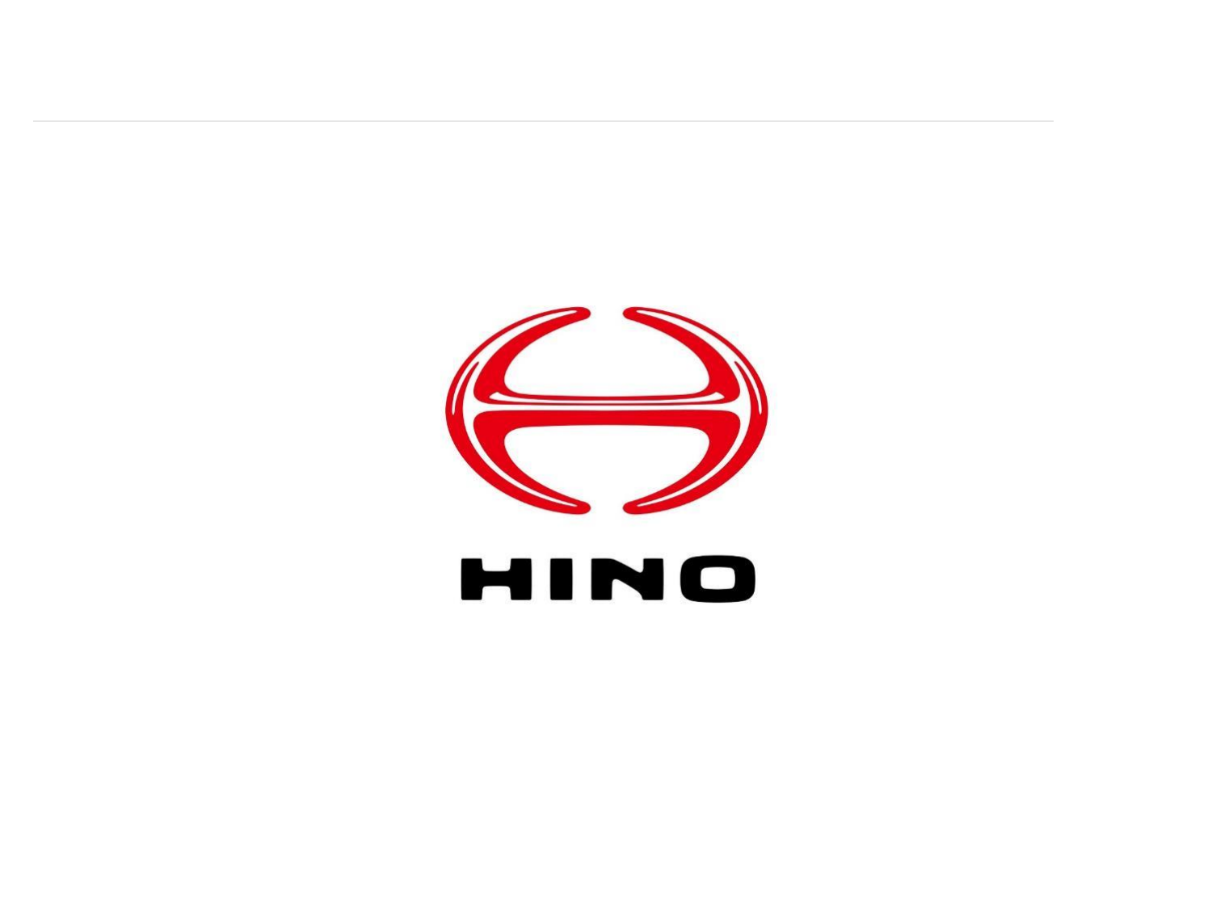HINO